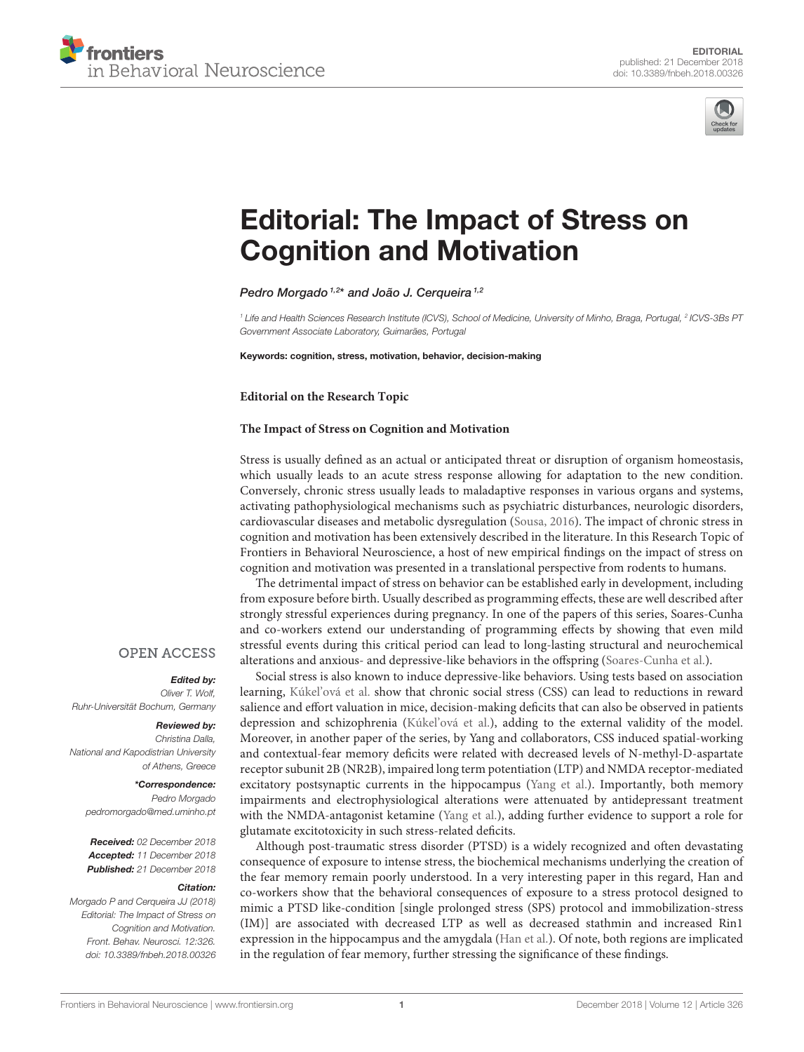EDITORIAL

published: 21 December 2018

doi: 10.3389/fnbeh.2018.00326

# Editorial: The Impact of Stress on Cognition and Motivation

*Pedro Morgado*[1,2]* *and João J. Cerqueira*[1,2]

[1] *Life and Health Sciences Research Institute (ICVS), School of Medicine, University of Minho, Braga, Portugal,* [2] *ICVS-3Bs PT Government Associate Laboratory, Guimarães, Portugal*

**Keywords:** cognition, stress, motivation, behavior, decision-making

**Editorial on the Research Topic**

**The Impact of Stress on Cognition and Motivation**

Stress is usually defined as an actual or anticipated threat or disruption of organism homeostasis, which usually leads to an acute stress response allowing for adaptation to the new condition. Conversely, chronic stress usually leads to maladaptive responses in various organs and systems, activating pathophysiological mechanisms such as psychiatric disturbances, neurologic disorders, cardiovascular diseases and metabolic dysregulation (Sousa, 2016). The impact of chronic stress in cognition and motivation has been extensively described in the literature. In this Research Topic of Frontiers in Behavioral Neuroscience, a host of new empirical findings on the impact of stress on cognition and motivation was presented in a translational perspective from rodents to humans.

The detrimental impact of stress on behavior can be established early in development, including from exposure before birth. Usually described as programming effects, these are well described after strongly stressful experiences during pregnancy. In one of the papers of this series, Soares-Cunha and co-workers extend our understanding of programming effects by showing that even mild stressful events during this critical period can lead to long-lasting structural and neurochemical alterations and anxious- and depressive-like behaviors in the offspring (Soares-Cunha et al.).

Social stress is also known to induce depressive-like behaviors. Using tests based on association learning, Kúkel'ová et al. show that chronic social stress (CSS) can lead to reductions in reward salience and effort valuation in mice, decision-making deficits that can also be observed in patients depression and schizophrenia (Kúkel'ová et al.), adding to the external validity of the model. Moreover, in another paper of the series, by Yang and collaborators, CSS induced spatial-working and contextual-fear memory deficits were related with decreased levels of N-methyl-D-aspartate receptor subunit 2B (NR2B), impaired long term potentiation (LTP) and NMDA receptor-mediated excitatory postsynaptic currents in the hippocampus (Yang et al.). Importantly, both memory impairments and electrophysiological alterations were attenuated by antidepressant treatment with the NMDA-antagonist ketamine (Yang et al.), adding further evidence to support a role for glutamate excitotoxicity in such stress-related deficits.

Although post-traumatic stress disorder (PTSD) is a widely recognized and often devastating consequence of exposure to intense stress, the biochemical mechanisms underlying the creation of the fear memory remain poorly understood. In a very interesting paper in this regard, Han and co-workers show that the behavioral consequences of exposure to a stress protocol designed to mimic a PTSD like-condition [single prolonged stress (SPS) protocol and immobilization-stress (IM)] are associated with decreased LTP as well as decreased stathmin and increased Rin1 expression in the hippocampus and the amygdala (Han et al.). Of note, both regions are implicated in the regulation of fear memory, further stressing the significance of these findings.

OPEN ACCESS

***Edited by:***
*Oliver T. Wolf, Ruhr-Universität Bochum, Germany*

***Reviewed by:***
*Christina Dalla, National and Kapodistrian University of Athens, Greece*

***\*Correspondence:***
*Pedro Morgado*
*pedromorgado@med.uminho.pt*

***Received:*** *02 December 2018*
***Accepted:*** *11 December 2018*
***Published:*** *21 December 2018*

***Citation:***
*Morgado P and Cerqueira JJ (2018) Editorial: The Impact of Stress on Cognition and Motivation. Front. Behav. Neurosci. 12:326. doi: 10.3389/fnbeh.2018.00326*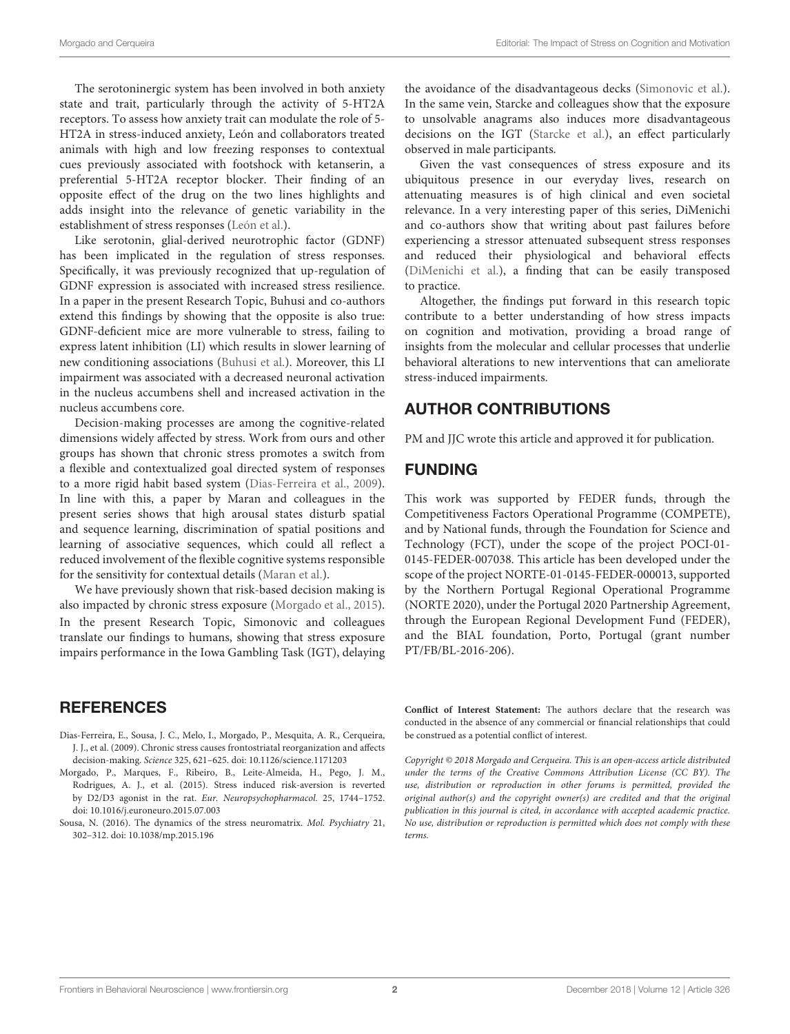The serotoninergic system has been involved in both anxiety state and trait, particularly through the activity of 5-HT2A receptors. To assess how anxiety trait can modulate the role of 5-HT2A in stress-induced anxiety, León and collaborators treated animals with high and low freezing responses to contextual cues previously associated with footshock with ketanserin, a preferential 5-HT2A receptor blocker. Their finding of an opposite effect of the drug on the two lines highlights and adds insight into the relevance of genetic variability in the establishment of stress responses (León et al.).

Like serotonin, glial-derived neurotrophic factor (GDNF) has been implicated in the regulation of stress responses. Specifically, it was previously recognized that up-regulation of GDNF expression is associated with increased stress resilience. In a paper in the present Research Topic, Buhusi and co-authors extend this findings by showing that the opposite is also true: GDNF-deficient mice are more vulnerable to stress, failing to express latent inhibition (LI) which results in slower learning of new conditioning associations (Buhusi et al.). Moreover, this LI impairment was associated with a decreased neuronal activation in the nucleus accumbens shell and increased activation in the nucleus accumbens core.

Decision-making processes are among the cognitive-related dimensions widely affected by stress. Work from ours and other groups has shown that chronic stress promotes a switch from a flexible and contextualized goal directed system of responses to a more rigid habit based system (Dias-Ferreira et al., 2009). In line with this, a paper by Maran and colleagues in the present series shows that high arousal states disturb spatial and sequence learning, discrimination of spatial positions and learning of associative sequences, which could all reflect a reduced involvement of the flexible cognitive systems responsible for the sensitivity for contextual details (Maran et al.).

We have previously shown that risk-based decision making is also impacted by chronic stress exposure (Morgado et al., 2015). In the present Research Topic, Simonovic and colleagues translate our findings to humans, showing that stress exposure impairs performance in the Iowa Gambling Task (IGT), delaying the avoidance of the disadvantageous decks (Simonovic et al.). In the same vein, Starcke and colleagues show that the exposure to unsolvable anagrams also induces more disadvantageous decisions on the IGT (Starcke et al.), an effect particularly observed in male participants.

Given the vast consequences of stress exposure and its ubiquitous presence in our everyday lives, research on attenuating measures is of high clinical and even societal relevance. In a very interesting paper of this series, DiMenichi and co-authors show that writing about past failures before experiencing a stressor attenuated subsequent stress responses and reduced their physiological and behavioral effects (DiMenichi et al.), a finding that can be easily transposed to practice.

Altogether, the findings put forward in this research topic contribute to a better understanding of how stress impacts on cognition and motivation, providing a broad range of insights from the molecular and cellular processes that underlie behavioral alterations to new interventions that can ameliorate stress-induced impairments.

## AUTHOR CONTRIBUTIONS

PM and JJC wrote this article and approved it for publication.

## FUNDING

This work was supported by FEDER funds, through the Competitiveness Factors Operational Programme (COMPETE), and by National funds, through the Foundation for Science and Technology (FCT), under the scope of the project POCI-01-0145-FEDER-007038. This article has been developed under the scope of the project NORTE-01-0145-FEDER-000013, supported by the Northern Portugal Regional Operational Programme (NORTE 2020), under the Portugal 2020 Partnership Agreement, through the European Regional Development Fund (FEDER), and the BIAL foundation, Porto, Portugal (grant number PT/FB/BL-2016-206).

## REFERENCES

Dias-Ferreira, E., Sousa, J. C., Melo, I., Morgado, P., Mesquita, A. R., Cerqueira, J. J., et al. (2009). Chronic stress causes frontostriatal reorganization and affects decision-making. *Science* 325, 621–625. doi: 10.1126/science.1171203

Morgado, P., Marques, F., Ribeiro, B., Leite-Almeida, H., Pego, J. M., Rodrigues, A. J., et al. (2015). Stress induced risk-aversion is reverted by D2/D3 agonist in the rat. *Eur. Neuropsychopharmacol.* 25, 1744–1752. doi: 10.1016/j.euroneuro.2015.07.003

Sousa, N. (2016). The dynamics of the stress neuromatrix. *Mol. Psychiatry* 21, 302–312. doi: 10.1038/mp.2015.196

**Conflict of Interest Statement:** The authors declare that the research was conducted in the absence of any commercial or financial relationships that could be construed as a potential conflict of interest.

*Copyright © 2018 Morgado and Cerqueira. This is an open-access article distributed under the terms of the Creative Commons Attribution License (CC BY). The use, distribution or reproduction in other forums is permitted, provided the original author(s) and the copyright owner(s) are credited and that the original publication in this journal is cited, in accordance with accepted academic practice. No use, distribution or reproduction is permitted which does not comply with these terms.*